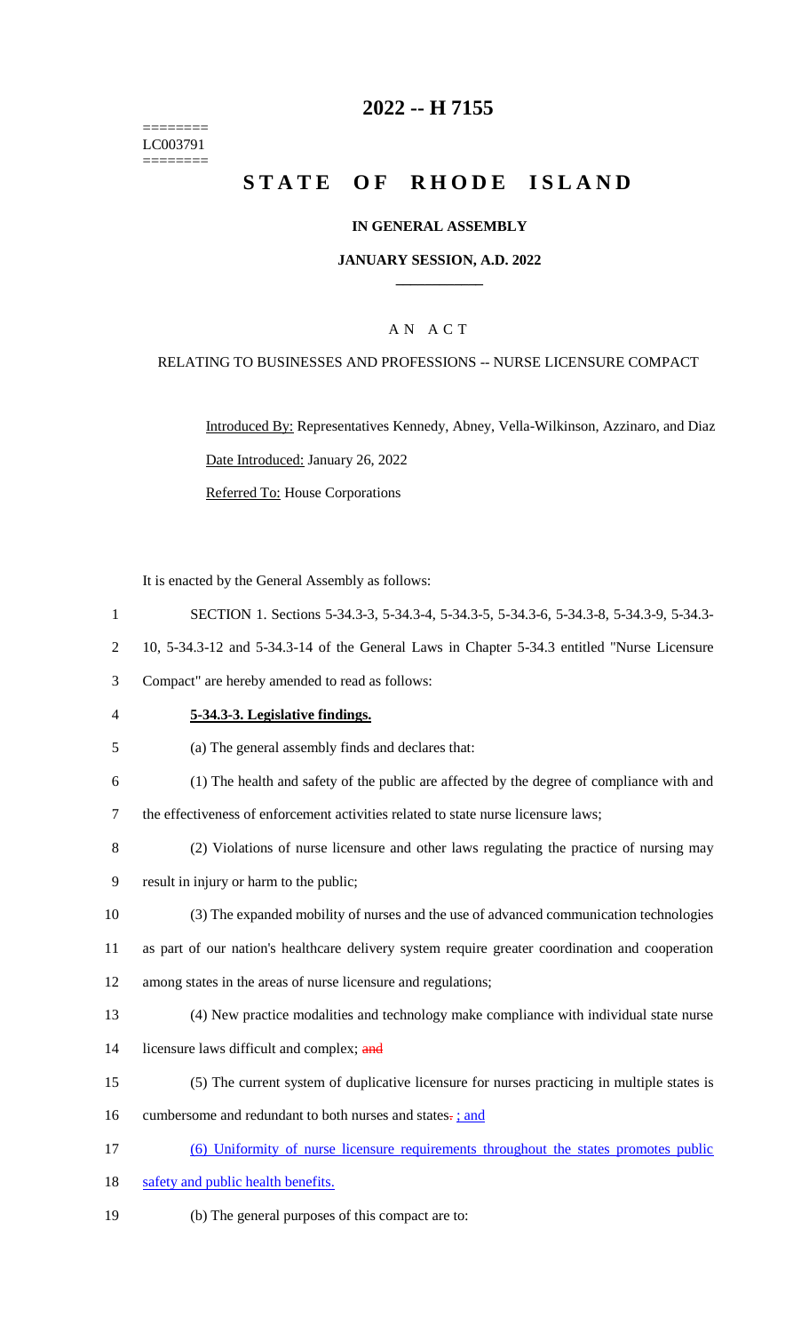========
LC003791
========

# 2022 -- H 7155

# STATE OF RHODE ISLAND

### IN GENERAL ASSEMBLY

### JANUARY SESSION, A.D. 2022

## AN ACT

RELATING TO BUSINESSES AND PROFESSIONS -- NURSE LICENSURE COMPACT

Introduced By: Representatives Kennedy, Abney, Vella-Wilkinson, Azzinaro, and Diaz

Date Introduced: January 26, 2022

Referred To: House Corporations

It is enacted by the General Assembly as follows:

1 SECTION 1. Sections 5-34.3-3, 5-34.3-4, 5-34.3-5, 5-34.3-6, 5-34.3-8, 5-34.3-9, 5-34.3-
2 10, 5-34.3-12 and 5-34.3-14 of the General Laws in Chapter 5-34.3 entitled "Nurse Licensure
3 Compact" are hereby amended to read as follows:

4 **5-34.3-3. Legislative findings.**

5 (a) The general assembly finds and declares that:

6 (1) The health and safety of the public are affected by the degree of compliance with and
7 the effectiveness of enforcement activities related to state nurse licensure laws;

8 (2) Violations of nurse licensure and other laws regulating the practice of nursing may
9 result in injury or harm to the public;

10 (3) The expanded mobility of nurses and the use of advanced communication technologies
11 as part of our nation's healthcare delivery system require greater coordination and cooperation
12 among states in the areas of nurse licensure and regulations;

13 (4) New practice modalities and technology make compliance with individual state nurse
14 licensure laws difficult and complex; ~~and~~

15 (5) The current system of duplicative licensure for nurses practicing in multiple states is
16 cumbersome and redundant to both nurses and states~~.~~ ; and

17 (6) Uniformity of nurse licensure requirements throughout the states promotes public
18 safety and public health benefits.

19 (b) The general purposes of this compact are to: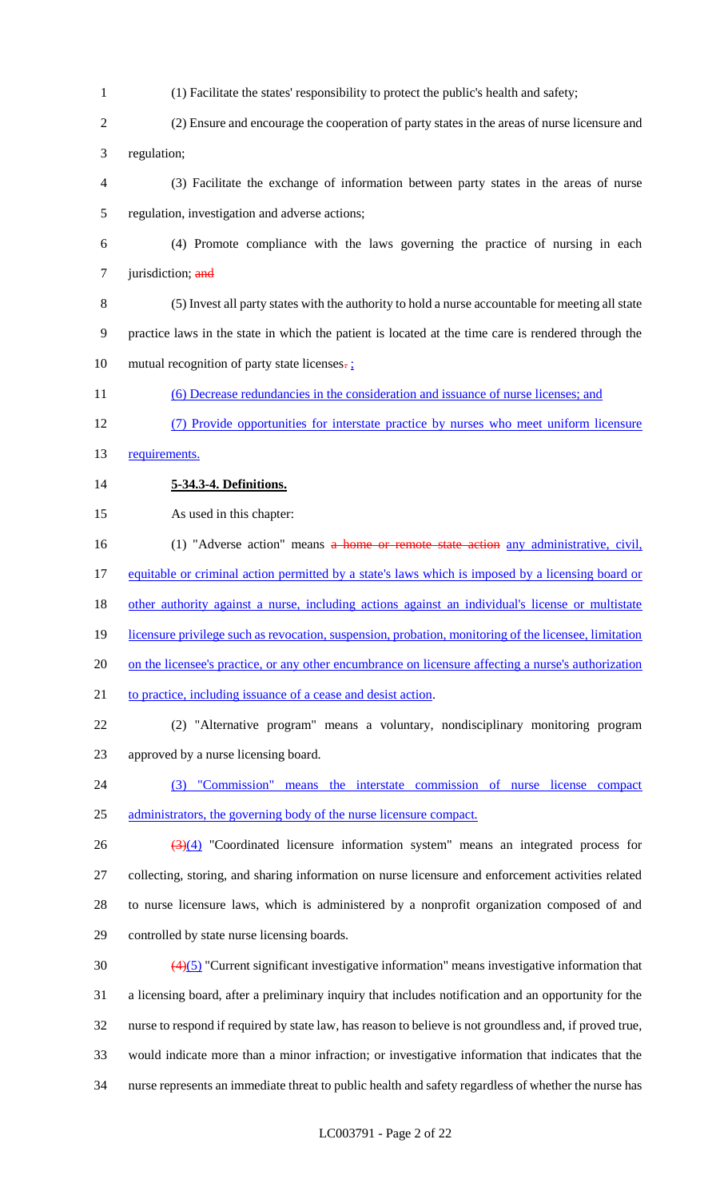(1) Facilitate the states' responsibility to protect the public's health and safety;

(2) Ensure and encourage the cooperation of party states in the areas of nurse licensure and regulation;

(3) Facilitate the exchange of information between party states in the areas of nurse regulation, investigation and adverse actions;

(4) Promote compliance with the laws governing the practice of nursing in each jurisdiction; ~~and~~

(5) Invest all party states with the authority to hold a nurse accountable for meeting all state practice laws in the state in which the patient is located at the time care is rendered through the mutual recognition of party state licenses~~.~~ ;

(6) Decrease redundancies in the consideration and issuance of nurse licenses; and

(7) Provide opportunities for interstate practice by nurses who meet uniform licensure requirements.

**5-34.3-4. Definitions.**

As used in this chapter:

(1) "Adverse action" means ~~a home or remote state action~~ any administrative, civil, equitable or criminal action permitted by a state's laws which is imposed by a licensing board or other authority against a nurse, including actions against an individual's license or multistate licensure privilege such as revocation, suspension, probation, monitoring of the licensee, limitation on the licensee's practice, or any other encumbrance on licensure affecting a nurse's authorization to practice, including issuance of a cease and desist action.

(2) "Alternative program" means a voluntary, nondisciplinary monitoring program approved by a nurse licensing board.

(3) "Commission" means the interstate commission of nurse license compact administrators, the governing body of the nurse licensure compact.

~~(3)~~(4) "Coordinated licensure information system" means an integrated process for collecting, storing, and sharing information on nurse licensure and enforcement activities related to nurse licensure laws, which is administered by a nonprofit organization composed of and controlled by state nurse licensing boards.

~~(4)~~(5) "Current significant investigative information" means investigative information that a licensing board, after a preliminary inquiry that includes notification and an opportunity for the nurse to respond if required by state law, has reason to believe is not groundless and, if proved true, would indicate more than a minor infraction; or investigative information that indicates that the nurse represents an immediate threat to public health and safety regardless of whether the nurse has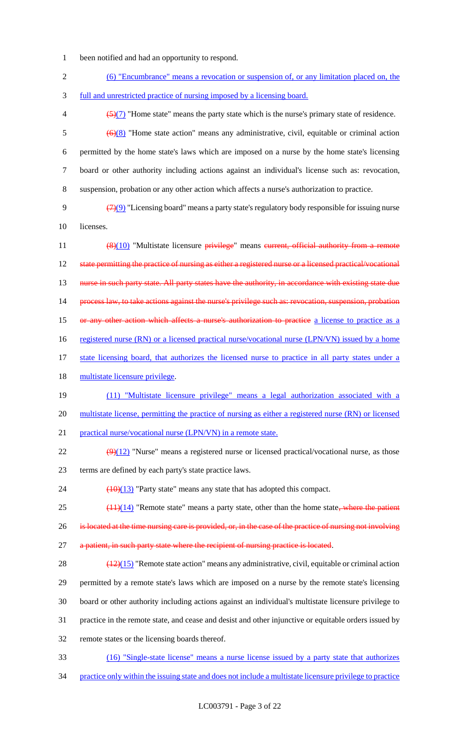been notified and had an opportunity to respond.

<u>(6) "Encumbrance" means a revocation or suspension of, or any limitation placed on, the full and unrestricted practice of nursing imposed by a licensing board.</u>

~~(5)~~<u>(7)</u> "Home state" means the party state which is the nurse's primary state of residence.

~~(6)~~<u>(8)</u> "Home state action" means any administrative, civil, equitable or criminal action permitted by the home state's laws which are imposed on a nurse by the home state's licensing board or other authority including actions against an individual's license such as: revocation, suspension, probation or any other action which affects a nurse's authorization to practice.

~~(7)~~<u>(9)</u> "Licensing board" means a party state's regulatory body responsible for issuing nurse licenses.

~~(8)~~<u>(10)</u> "Multistate licensure ~~privilege~~" means ~~current, official authority from a remote state permitting the practice of nursing as either a registered nurse or a licensed practical/vocational nurse in such party state. All party states have the authority, in accordance with existing state due process law, to take actions against the nurse's privilege such as: revocation, suspension, probation or any other action which affects a nurse's authorization to practice~~ <u>a license to practice as a registered nurse (RN) or a licensed practical nurse/vocational nurse (LPN/VN) issued by a home state licensing board, that authorizes the licensed nurse to practice in all party states under a multistate licensure privilege</u>.

<u>(11) "Multistate licensure privilege" means a legal authorization associated with a multistate license, permitting the practice of nursing as either a registered nurse (RN) or licensed practical nurse/vocational nurse (LPN/VN) in a remote state.</u>

~~(9)~~<u>(12)</u> "Nurse" means a registered nurse or licensed practical/vocational nurse, as those terms are defined by each party's state practice laws.

~~(10)~~<u>(13)</u> "Party state" means any state that has adopted this compact.

~~(11)~~<u>(14)</u> "Remote state" means a party state, other than the home state~~, where the patient is located at the time nursing care is provided, or, in the case of the practice of nursing not involving a patient, in such party state where the recipient of nursing practice is located~~.

~~(12)~~<u>(15)</u> "Remote state action" means any administrative, civil, equitable or criminal action permitted by a remote state's laws which are imposed on a nurse by the remote state's licensing board or other authority including actions against an individual's multistate licensure privilege to practice in the remote state, and cease and desist and other injunctive or equitable orders issued by remote states or the licensing boards thereof.

<u>(16) "Single-state license" means a nurse license issued by a party state that authorizes practice only within the issuing state and does not include a multistate licensure privilege to practice</u>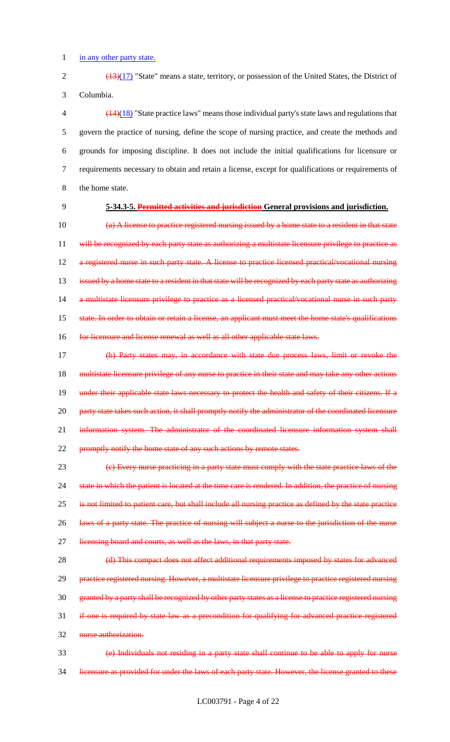in any other party state.

~~(13)~~(17) "State" means a state, territory, or possession of the United States, the District of Columbia.

~~(14)~~(18) "State practice laws" means those individual party's state laws and regulations that govern the practice of nursing, define the scope of nursing practice, and create the methods and grounds for imposing discipline. It does not include the initial qualifications for licensure or requirements necessary to obtain and retain a license, except for qualifications or requirements of the home state.

**5-34.3-5. ~~Permitted activities and jurisdiction~~ General provisions and jurisdiction.**

~~(a) A license to practice registered nursing issued by a home state to a resident in that state will be recognized by each party state as authorizing a multistate licensure privilege to practice as a registered nurse in such party state. A license to practice licensed practical/vocational nursing issued by a home state to a resident in that state will be recognized by each party state as authorizing a multistate licensure privilege to practice as a licensed practical/vocational nurse in such party state. In order to obtain or retain a license, an applicant must meet the home state's qualifications for licensure and license renewal as well as all other applicable state laws.~~

~~(b) Party states may, in accordance with state due process laws, limit or revoke the multistate licensure privilege of any nurse to practice in their state and may take any other actions under their applicable state laws necessary to protect the health and safety of their citizens. If a party state takes such action, it shall promptly notify the administrator of the coordinated licensure information system. The administrator of the coordinated licensure information system shall promptly notify the home state of any such actions by remote states.~~

~~(c) Every nurse practicing in a party state must comply with the state practice laws of the state in which the patient is located at the time care is rendered. In addition, the practice of nursing is not limited to patient care, but shall include all nursing practice as defined by the state practice laws of a party state. The practice of nursing will subject a nurse to the jurisdiction of the nurse licensing board and courts, as well as the laws, in that party state.~~

~~(d) This compact does not affect additional requirements imposed by states for advanced practice registered nursing. However, a multistate licensure privilege to practice registered nursing granted by a party shall be recognized by other party states as a license to practice registered nursing if one is required by state law as a precondition for qualifying for advanced practice registered nurse authorization.~~

~~(e) Individuals not residing in a party state shall continue to be able to apply for nurse licensure as provided for under the laws of each party state. However, the license granted to these~~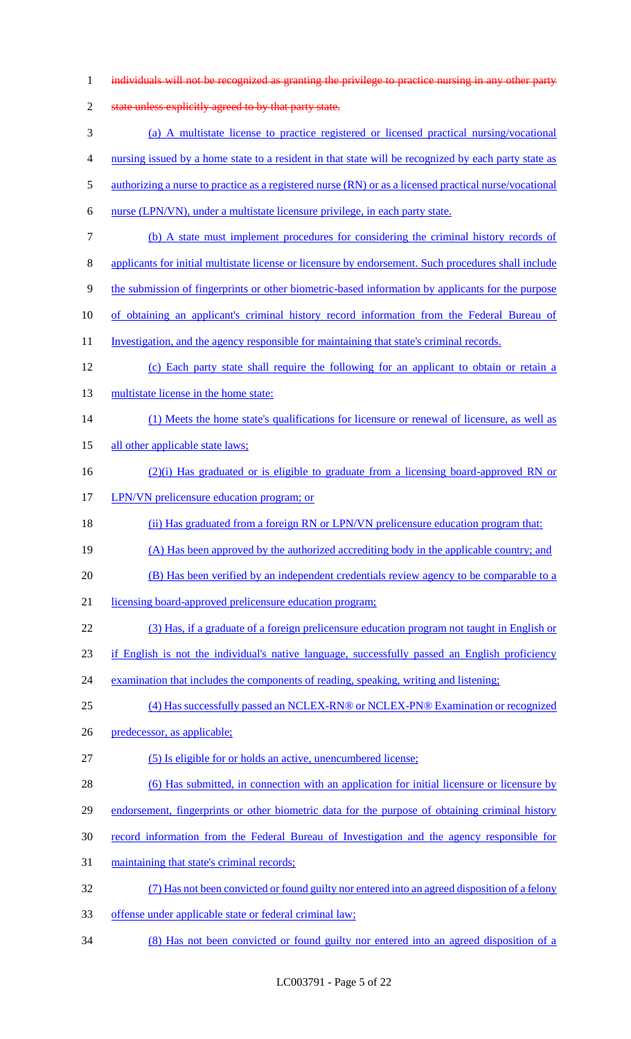~~individuals will not be recognized as granting the privilege to practice nursing in any other party state unless explicitly agreed to by that party state.~~

(a) A multistate license to practice registered or licensed practical nursing/vocational nursing issued by a home state to a resident in that state will be recognized by each party state as authorizing a nurse to practice as a registered nurse (RN) or as a licensed practical nurse/vocational nurse (LPN/VN), under a multistate licensure privilege, in each party state.

(b) A state must implement procedures for considering the criminal history records of applicants for initial multistate license or licensure by endorsement. Such procedures shall include the submission of fingerprints or other biometric-based information by applicants for the purpose of obtaining an applicant's criminal history record information from the Federal Bureau of Investigation, and the agency responsible for maintaining that state's criminal records.

(c) Each party state shall require the following for an applicant to obtain or retain a multistate license in the home state:

(1) Meets the home state's qualifications for licensure or renewal of licensure, as well as all other applicable state laws;

(2)(i) Has graduated or is eligible to graduate from a licensing board-approved RN or LPN/VN prelicensure education program; or

(ii) Has graduated from a foreign RN or LPN/VN prelicensure education program that:

(A) Has been approved by the authorized accrediting body in the applicable country; and

(B) Has been verified by an independent credentials review agency to be comparable to a licensing board-approved prelicensure education program;

(3) Has, if a graduate of a foreign prelicensure education program not taught in English or if English is not the individual's native language, successfully passed an English proficiency examination that includes the components of reading, speaking, writing and listening;

(4) Has successfully passed an NCLEX-RN® or NCLEX-PN® Examination or recognized predecessor, as applicable;

(5) Is eligible for or holds an active, unencumbered license;

(6) Has submitted, in connection with an application for initial licensure or licensure by endorsement, fingerprints or other biometric data for the purpose of obtaining criminal history record information from the Federal Bureau of Investigation and the agency responsible for maintaining that state's criminal records;

(7) Has not been convicted or found guilty nor entered into an agreed disposition of a felony offense under applicable state or federal criminal law;

(8) Has not been convicted or found guilty nor entered into an agreed disposition of a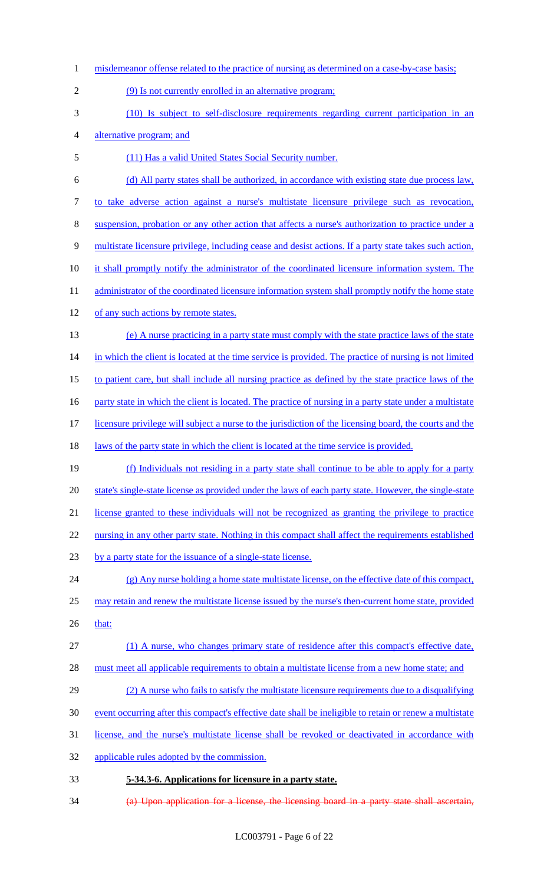misdemeanor offense related to the practice of nursing as determined on a case-by-case basis;

(9) Is not currently enrolled in an alternative program;

(10) Is subject to self-disclosure requirements regarding current participation in an alternative program; and

(11) Has a valid United States Social Security number.

(d) All party states shall be authorized, in accordance with existing state due process law, to take adverse action against a nurse's multistate licensure privilege such as revocation, suspension, probation or any other action that affects a nurse's authorization to practice under a multistate licensure privilege, including cease and desist actions. If a party state takes such action, it shall promptly notify the administrator of the coordinated licensure information system. The administrator of the coordinated licensure information system shall promptly notify the home state of any such actions by remote states.

(e) A nurse practicing in a party state must comply with the state practice laws of the state in which the client is located at the time service is provided. The practice of nursing is not limited to patient care, but shall include all nursing practice as defined by the state practice laws of the party state in which the client is located. The practice of nursing in a party state under a multistate licensure privilege will subject a nurse to the jurisdiction of the licensing board, the courts and the laws of the party state in which the client is located at the time service is provided.

(f) Individuals not residing in a party state shall continue to be able to apply for a party state's single-state license as provided under the laws of each party state. However, the single-state license granted to these individuals will not be recognized as granting the privilege to practice nursing in any other party state. Nothing in this compact shall affect the requirements established by a party state for the issuance of a single-state license.

(g) Any nurse holding a home state multistate license, on the effective date of this compact, may retain and renew the multistate license issued by the nurse's then-current home state, provided that:

(1) A nurse, who changes primary state of residence after this compact's effective date, must meet all applicable requirements to obtain a multistate license from a new home state; and

(2) A nurse who fails to satisfy the multistate licensure requirements due to a disqualifying event occurring after this compact's effective date shall be ineligible to retain or renew a multistate license, and the nurse's multistate license shall be revoked or deactivated in accordance with applicable rules adopted by the commission.

**5-34.3-6. Applications for licensure in a party state.**

~~(a) Upon application for a license, the licensing board in a party state shall ascertain,~~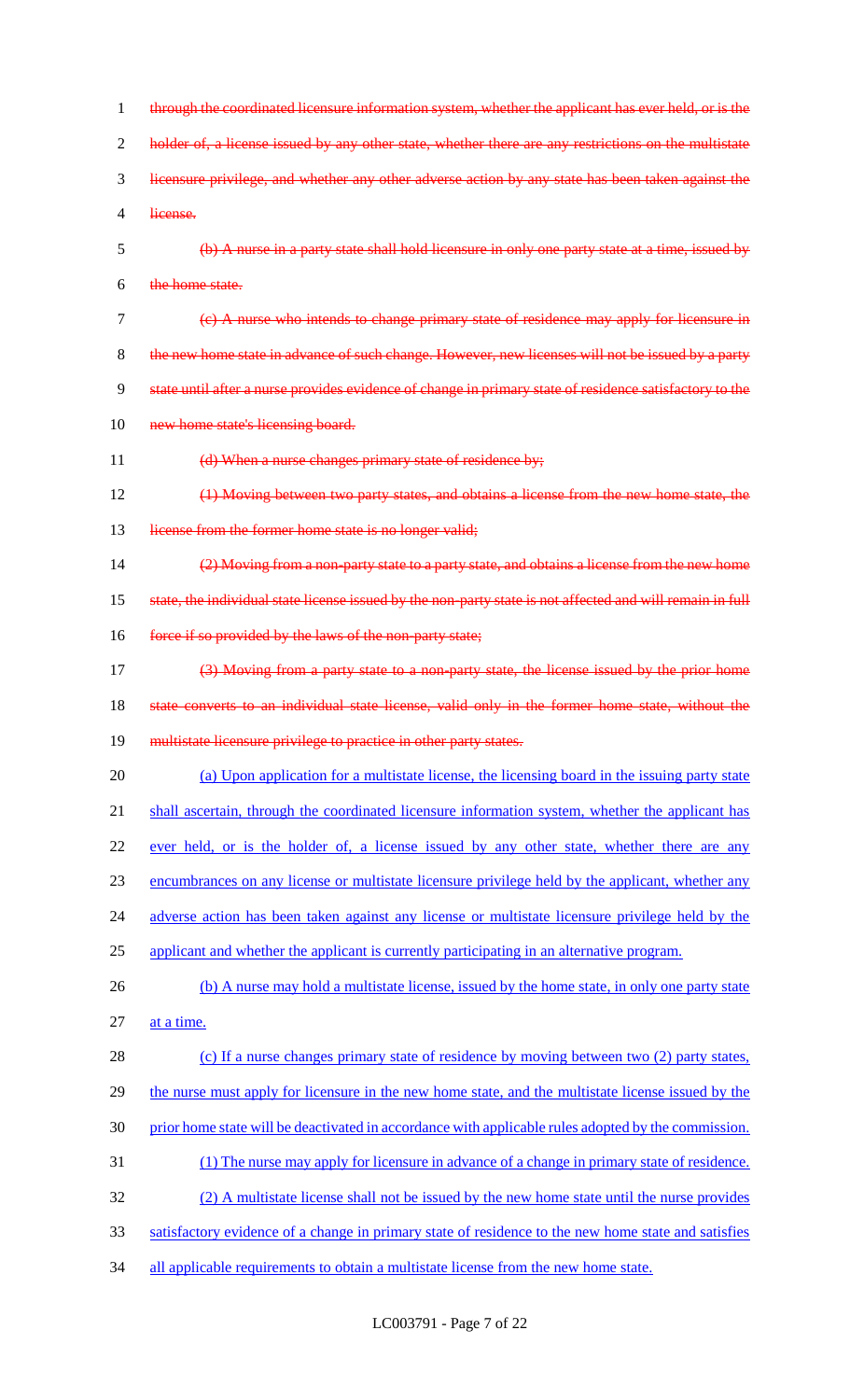~~through the coordinated licensure information system, whether the applicant has ever held, or is the holder of, a license issued by any other state, whether there are any restrictions on the multistate licensure privilege, and whether any other adverse action by any state has been taken against the license.~~

~~(b) A nurse in a party state shall hold licensure in only one party state at a time, issued by the home state.~~

~~(c) A nurse who intends to change primary state of residence may apply for licensure in the new home state in advance of such change. However, new licenses will not be issued by a party state until after a nurse provides evidence of change in primary state of residence satisfactory to the new home state's licensing board.~~

~~(d) When a nurse changes primary state of residence by;~~

~~(1) Moving between two party states, and obtains a license from the new home state, the license from the former home state is no longer valid;~~

~~(2) Moving from a non-party state to a party state, and obtains a license from the new home state, the individual state license issued by the non-party state is not affected and will remain in full force if so provided by the laws of the non-party state;~~

~~(3) Moving from a party state to a non-party state, the license issued by the prior home state converts to an individual state license, valid only in the former home state, without the multistate licensure privilege to practice in other party states.~~

<u>(a) Upon application for a multistate license, the licensing board in the issuing party state shall ascertain, through the coordinated licensure information system, whether the applicant has ever held, or is the holder of, a license issued by any other state, whether there are any encumbrances on any license or multistate licensure privilege held by the applicant, whether any adverse action has been taken against any license or multistate licensure privilege held by the applicant and whether the applicant is currently participating in an alternative program.</u>

<u>(b) A nurse may hold a multistate license, issued by the home state, in only one party state at a time.</u>

<u>(c) If a nurse changes primary state of residence by moving between two (2) party states, the nurse must apply for licensure in the new home state, and the multistate license issued by the prior home state will be deactivated in accordance with applicable rules adopted by the commission.</u>

<u>(1) The nurse may apply for licensure in advance of a change in primary state of residence.</u>

<u>(2) A multistate license shall not be issued by the new home state until the nurse provides satisfactory evidence of a change in primary state of residence to the new home state and satisfies all applicable requirements to obtain a multistate license from the new home state.</u>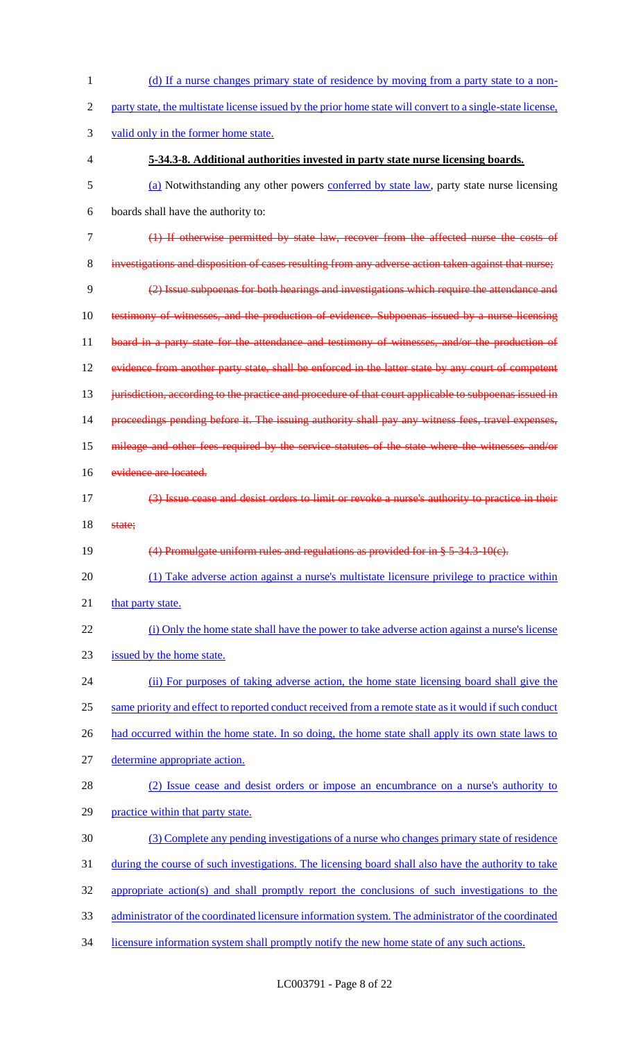(d) If a nurse changes primary state of residence by moving from a party state to a non-party state, the multistate license issued by the prior home state will convert to a single-state license, valid only in the former home state.

**5-34.3-8. Additional authorities invested in party state nurse licensing boards.**

(a) Notwithstanding any other powers conferred by state law, party state nurse licensing boards shall have the authority to:

~~(1) If otherwise permitted by state law, recover from the affected nurse the costs of investigations and disposition of cases resulting from any adverse action taken against that nurse;~~

~~(2) Issue subpoenas for both hearings and investigations which require the attendance and testimony of witnesses, and the production of evidence. Subpoenas issued by a nurse licensing board in a party state for the attendance and testimony of witnesses, and/or the production of evidence from another party state, shall be enforced in the latter state by any court of competent jurisdiction, according to the practice and procedure of that court applicable to subpoenas issued in proceedings pending before it. The issuing authority shall pay any witness fees, travel expenses, mileage and other fees required by the service statutes of the state where the witnesses and/or evidence are located.~~

~~(3) Issue cease and desist orders to limit or revoke a nurse's authority to practice in their state;~~

~~(4) Promulgate uniform rules and regulations as provided for in § 5-34.3-10(c).~~

(1) Take adverse action against a nurse's multistate licensure privilege to practice within that party state.

(i) Only the home state shall have the power to take adverse action against a nurse's license issued by the home state.

(ii) For purposes of taking adverse action, the home state licensing board shall give the same priority and effect to reported conduct received from a remote state as it would if such conduct had occurred within the home state. In so doing, the home state shall apply its own state laws to determine appropriate action.

(2) Issue cease and desist orders or impose an encumbrance on a nurse's authority to practice within that party state.

(3) Complete any pending investigations of a nurse who changes primary state of residence during the course of such investigations. The licensing board shall also have the authority to take appropriate action(s) and shall promptly report the conclusions of such investigations to the administrator of the coordinated licensure information system. The administrator of the coordinated licensure information system shall promptly notify the new home state of any such actions.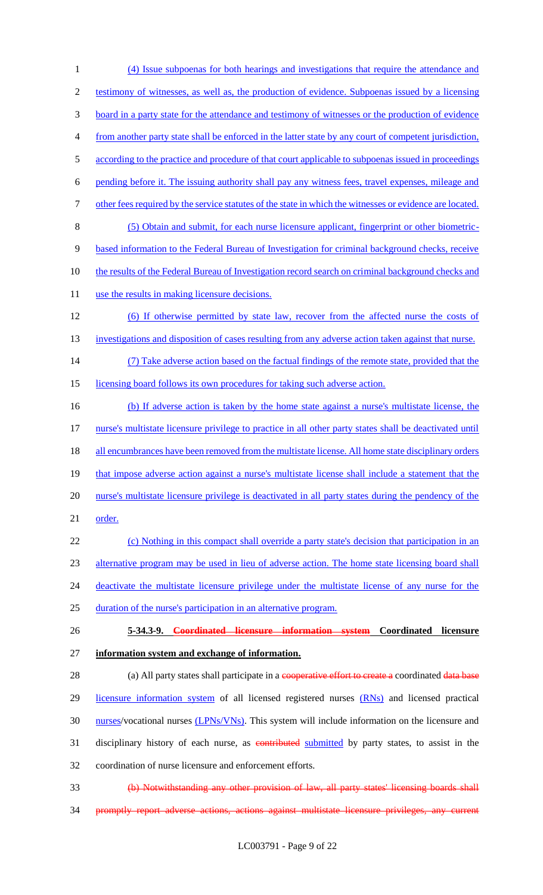(4) Issue subpoenas for both hearings and investigations that require the attendance and testimony of witnesses, as well as, the production of evidence. Subpoenas issued by a licensing board in a party state for the attendance and testimony of witnesses or the production of evidence from another party state shall be enforced in the latter state by any court of competent jurisdiction, according to the practice and procedure of that court applicable to subpoenas issued in proceedings pending before it. The issuing authority shall pay any witness fees, travel expenses, mileage and other fees required by the service statutes of the state in which the witnesses or evidence are located.

(5) Obtain and submit, for each nurse licensure applicant, fingerprint or other biometric-based information to the Federal Bureau of Investigation for criminal background checks, receive the results of the Federal Bureau of Investigation record search on criminal background checks and use the results in making licensure decisions.

(6) If otherwise permitted by state law, recover from the affected nurse the costs of investigations and disposition of cases resulting from any adverse action taken against that nurse.

(7) Take adverse action based on the factual findings of the remote state, provided that the licensing board follows its own procedures for taking such adverse action.

(b) If adverse action is taken by the home state against a nurse's multistate license, the nurse's multistate licensure privilege to practice in all other party states shall be deactivated until all encumbrances have been removed from the multistate license. All home state disciplinary orders that impose adverse action against a nurse's multistate license shall include a statement that the nurse's multistate licensure privilege is deactivated in all party states during the pendency of the order.

(c) Nothing in this compact shall override a party state's decision that participation in an alternative program may be used in lieu of adverse action. The home state licensing board shall deactivate the multistate licensure privilege under the multistate license of any nurse for the duration of the nurse's participation in an alternative program.

**5-34.3-9. ~~Coordinated licensure information system~~ Coordinated licensure information system and exchange of information.**

(a) All party states shall participate in a ~~cooperative effort to create a~~ coordinated ~~data base~~ licensure information system of all licensed registered nurses (RNs) and licensed practical nurses/vocational nurses (LPNs/VNs). This system will include information on the licensure and disciplinary history of each nurse, as ~~contributed~~ submitted by party states, to assist in the coordination of nurse licensure and enforcement efforts.

~~(b) Notwithstanding any other provision of law, all party states' licensing boards shall promptly report adverse actions, actions against multistate licensure privileges, any current~~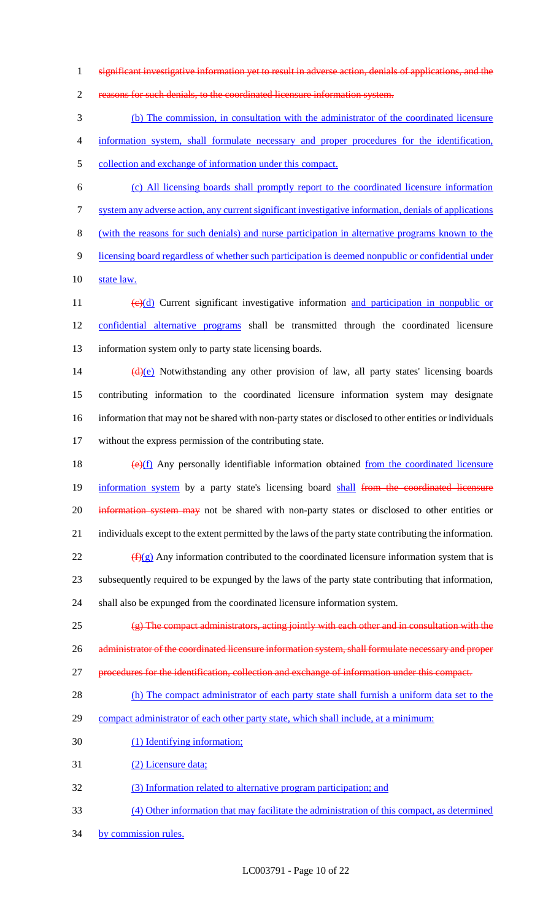~~significant investigative information yet to result in adverse action, denials of applications, and the reasons for such denials, to the coordinated licensure information system.~~

(b) The commission, in consultation with the administrator of the coordinated licensure information system, shall formulate necessary and proper procedures for the identification, collection and exchange of information under this compact.

(c) All licensing boards shall promptly report to the coordinated licensure information system any adverse action, any current significant investigative information, denials of applications (with the reasons for such denials) and nurse participation in alternative programs known to the licensing board regardless of whether such participation is deemed nonpublic or confidential under state law.

~~(c)~~(d) Current significant investigative information and participation in nonpublic or confidential alternative programs shall be transmitted through the coordinated licensure information system only to party state licensing boards.

~~(d)~~(e) Notwithstanding any other provision of law, all party states' licensing boards contributing information to the coordinated licensure information system may designate information that may not be shared with non-party states or disclosed to other entities or individuals without the express permission of the contributing state.

~~(e)~~(f) Any personally identifiable information obtained from the coordinated licensure information system by a party state's licensing board shall ~~from the coordinated licensure information system may~~ not be shared with non-party states or disclosed to other entities or individuals except to the extent permitted by the laws of the party state contributing the information.

~~(f)~~(g) Any information contributed to the coordinated licensure information system that is subsequently required to be expunged by the laws of the party state contributing that information, shall also be expunged from the coordinated licensure information system.

~~(g) The compact administrators, acting jointly with each other and in consultation with the administrator of the coordinated licensure information system, shall formulate necessary and proper procedures for the identification, collection and exchange of information under this compact.~~

(h) The compact administrator of each party state shall furnish a uniform data set to the compact administrator of each other party state, which shall include, at a minimum:

(1) Identifying information;

(2) Licensure data;

(3) Information related to alternative program participation; and

(4) Other information that may facilitate the administration of this compact, as determined by commission rules.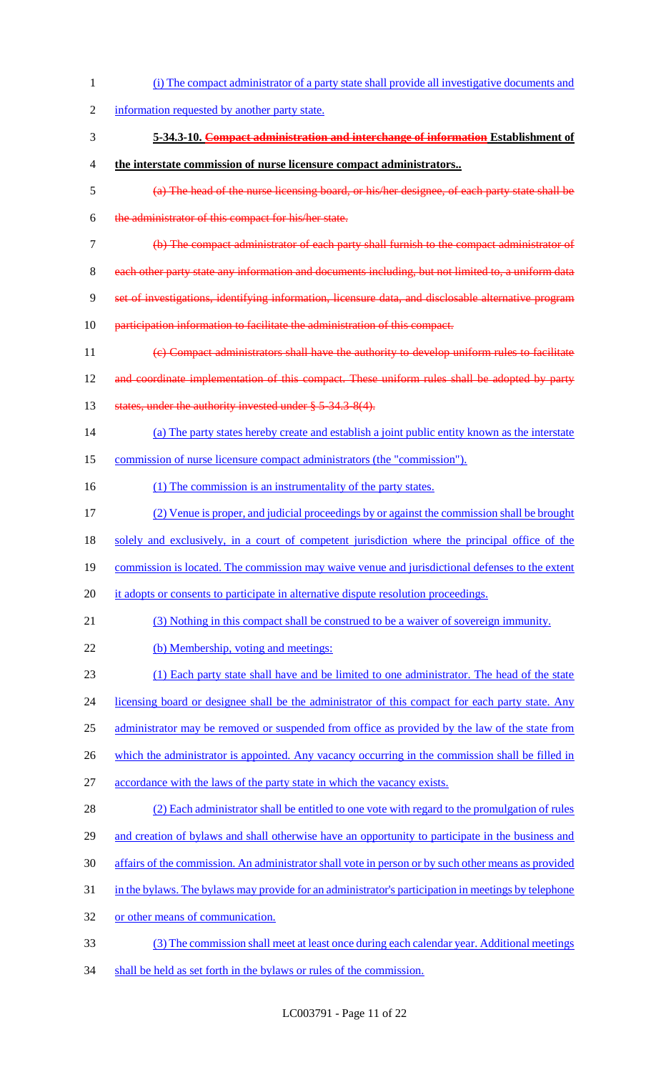(i) The compact administrator of a party state shall provide all investigative documents and information requested by another party state.

**5-34.3-10. ~~Compact administration and interchange of information~~ Establishment of the interstate commission of nurse licensure compact administrators..**

~~(a) The head of the nurse licensing board, or his/her designee, of each party state shall be the administrator of this compact for his/her state.~~

~~(b) The compact administrator of each party shall furnish to the compact administrator of each other party state any information and documents including, but not limited to, a uniform data set of investigations, identifying information, licensure data, and disclosable alternative program participation information to facilitate the administration of this compact.~~

~~(c) Compact administrators shall have the authority to develop uniform rules to facilitate and coordinate implementation of this compact. These uniform rules shall be adopted by party states, under the authority invested under § 5-34.3-8(4).~~

(a) The party states hereby create and establish a joint public entity known as the interstate commission of nurse licensure compact administrators (the "commission").

(1) The commission is an instrumentality of the party states.

(2) Venue is proper, and judicial proceedings by or against the commission shall be brought solely and exclusively, in a court of competent jurisdiction where the principal office of the commission is located. The commission may waive venue and jurisdictional defenses to the extent it adopts or consents to participate in alternative dispute resolution proceedings.

(3) Nothing in this compact shall be construed to be a waiver of sovereign immunity.

(b) Membership, voting and meetings:

(1) Each party state shall have and be limited to one administrator. The head of the state licensing board or designee shall be the administrator of this compact for each party state. Any administrator may be removed or suspended from office as provided by the law of the state from which the administrator is appointed. Any vacancy occurring in the commission shall be filled in accordance with the laws of the party state in which the vacancy exists.

(2) Each administrator shall be entitled to one vote with regard to the promulgation of rules and creation of bylaws and shall otherwise have an opportunity to participate in the business and affairs of the commission. An administrator shall vote in person or by such other means as provided in the bylaws. The bylaws may provide for an administrator's participation in meetings by telephone or other means of communication.

(3) The commission shall meet at least once during each calendar year. Additional meetings shall be held as set forth in the bylaws or rules of the commission.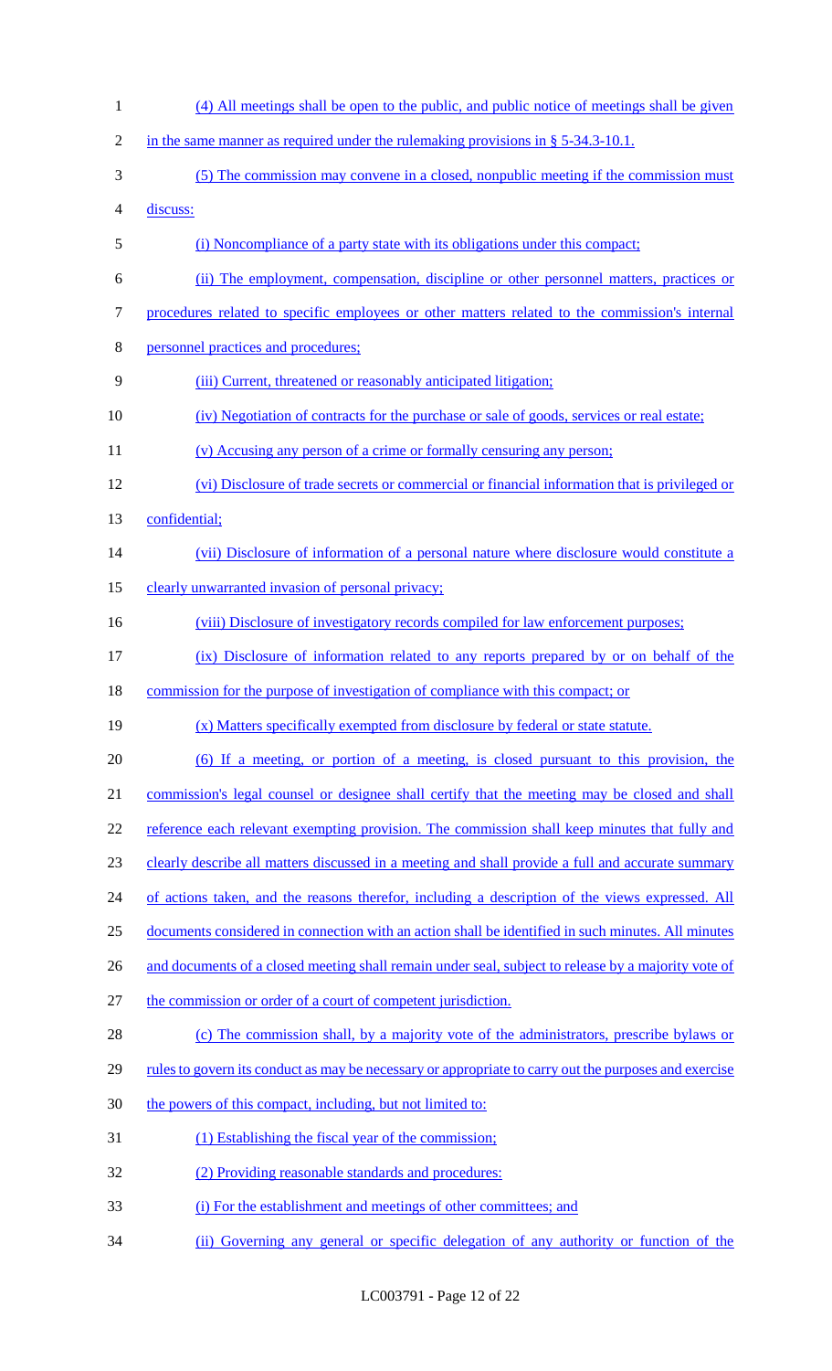(4) All meetings shall be open to the public, and public notice of meetings shall be given in the same manner as required under the rulemaking provisions in § 5-34.3-10.1.

(5) The commission may convene in a closed, nonpublic meeting if the commission must discuss:

(i) Noncompliance of a party state with its obligations under this compact;

(ii) The employment, compensation, discipline or other personnel matters, practices or procedures related to specific employees or other matters related to the commission's internal personnel practices and procedures;

(iii) Current, threatened or reasonably anticipated litigation;

(iv) Negotiation of contracts for the purchase or sale of goods, services or real estate;

(v) Accusing any person of a crime or formally censuring any person;

(vi) Disclosure of trade secrets or commercial or financial information that is privileged or confidential;

(vii) Disclosure of information of a personal nature where disclosure would constitute a clearly unwarranted invasion of personal privacy;

(viii) Disclosure of investigatory records compiled for law enforcement purposes;

(ix) Disclosure of information related to any reports prepared by or on behalf of the commission for the purpose of investigation of compliance with this compact; or

(x) Matters specifically exempted from disclosure by federal or state statute.

(6) If a meeting, or portion of a meeting, is closed pursuant to this provision, the commission's legal counsel or designee shall certify that the meeting may be closed and shall reference each relevant exempting provision. The commission shall keep minutes that fully and clearly describe all matters discussed in a meeting and shall provide a full and accurate summary of actions taken, and the reasons therefor, including a description of the views expressed. All documents considered in connection with an action shall be identified in such minutes. All minutes and documents of a closed meeting shall remain under seal, subject to release by a majority vote of the commission or order of a court of competent jurisdiction.

(c) The commission shall, by a majority vote of the administrators, prescribe bylaws or rules to govern its conduct as may be necessary or appropriate to carry out the purposes and exercise the powers of this compact, including, but not limited to:

(1) Establishing the fiscal year of the commission;

(2) Providing reasonable standards and procedures:

(i) For the establishment and meetings of other committees; and

(ii) Governing any general or specific delegation of any authority or function of the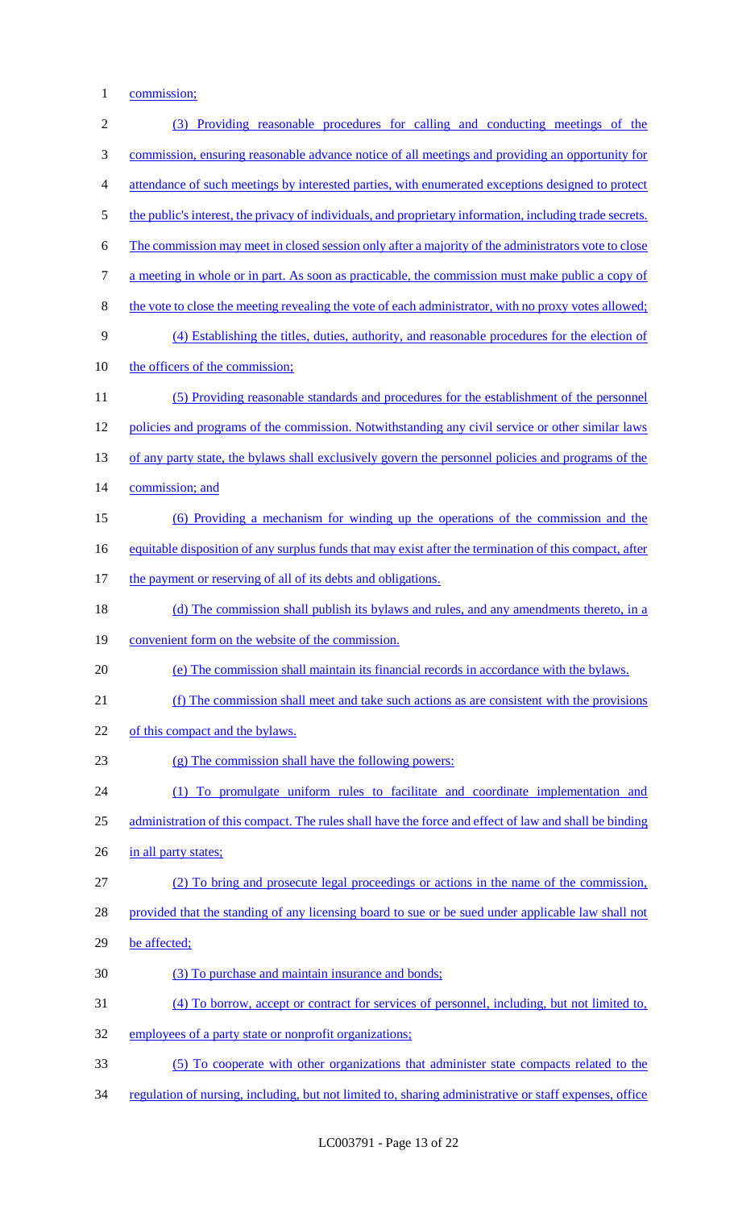commission;

(3) Providing reasonable procedures for calling and conducting meetings of the commission, ensuring reasonable advance notice of all meetings and providing an opportunity for attendance of such meetings by interested parties, with enumerated exceptions designed to protect the public's interest, the privacy of individuals, and proprietary information, including trade secrets. The commission may meet in closed session only after a majority of the administrators vote to close a meeting in whole or in part. As soon as practicable, the commission must make public a copy of the vote to close the meeting revealing the vote of each administrator, with no proxy votes allowed;

(4) Establishing the titles, duties, authority, and reasonable procedures for the election of the officers of the commission;

(5) Providing reasonable standards and procedures for the establishment of the personnel policies and programs of the commission. Notwithstanding any civil service or other similar laws of any party state, the bylaws shall exclusively govern the personnel policies and programs of the commission; and

(6) Providing a mechanism for winding up the operations of the commission and the equitable disposition of any surplus funds that may exist after the termination of this compact, after the payment or reserving of all of its debts and obligations.

(d) The commission shall publish its bylaws and rules, and any amendments thereto, in a convenient form on the website of the commission.

(e) The commission shall maintain its financial records in accordance with the bylaws.

(f) The commission shall meet and take such actions as are consistent with the provisions of this compact and the bylaws.

(g) The commission shall have the following powers:

(1) To promulgate uniform rules to facilitate and coordinate implementation and administration of this compact. The rules shall have the force and effect of law and shall be binding in all party states;

(2) To bring and prosecute legal proceedings or actions in the name of the commission, provided that the standing of any licensing board to sue or be sued under applicable law shall not be affected;

(3) To purchase and maintain insurance and bonds;

(4) To borrow, accept or contract for services of personnel, including, but not limited to, employees of a party state or nonprofit organizations;

(5) To cooperate with other organizations that administer state compacts related to the regulation of nursing, including, but not limited to, sharing administrative or staff expenses, office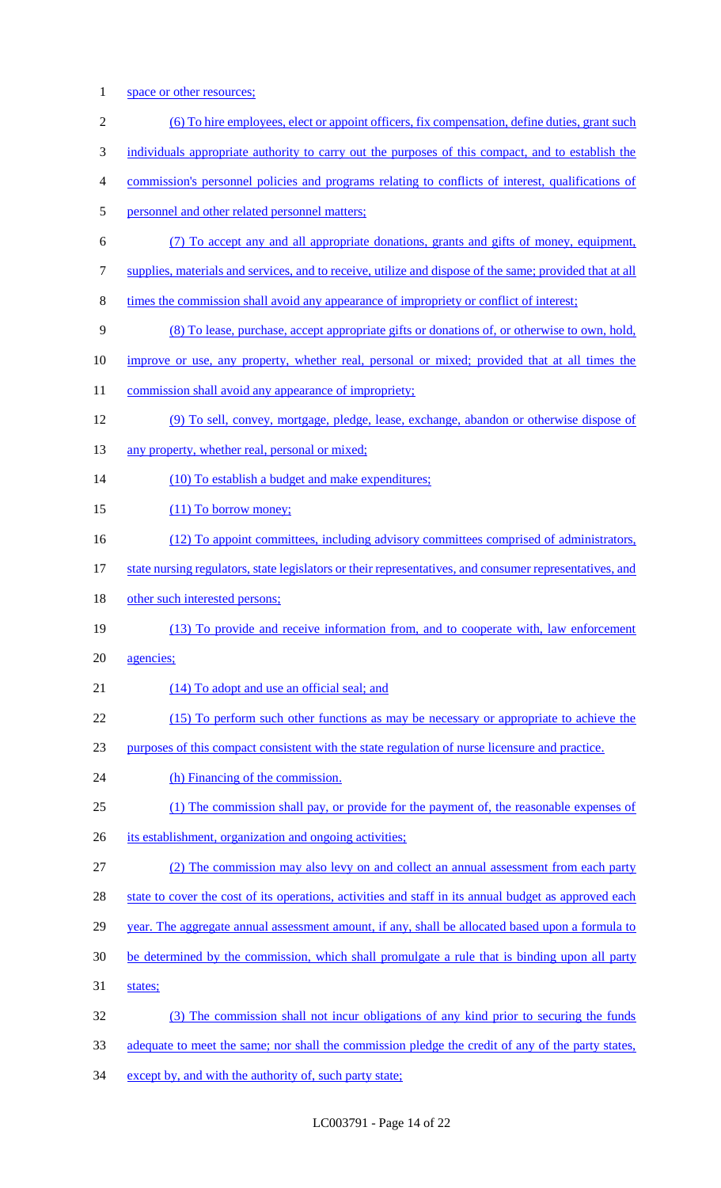space or other resources;

(6) To hire employees, elect or appoint officers, fix compensation, define duties, grant such individuals appropriate authority to carry out the purposes of this compact, and to establish the commission's personnel policies and programs relating to conflicts of interest, qualifications of personnel and other related personnel matters;

(7) To accept any and all appropriate donations, grants and gifts of money, equipment, supplies, materials and services, and to receive, utilize and dispose of the same; provided that at all times the commission shall avoid any appearance of impropriety or conflict of interest;

(8) To lease, purchase, accept appropriate gifts or donations of, or otherwise to own, hold, improve or use, any property, whether real, personal or mixed; provided that at all times the commission shall avoid any appearance of impropriety;

(9) To sell, convey, mortgage, pledge, lease, exchange, abandon or otherwise dispose of any property, whether real, personal or mixed;

(10) To establish a budget and make expenditures;

(11) To borrow money;

(12) To appoint committees, including advisory committees comprised of administrators, state nursing regulators, state legislators or their representatives, and consumer representatives, and other such interested persons;

(13) To provide and receive information from, and to cooperate with, law enforcement agencies;

(14) To adopt and use an official seal; and

(15) To perform such other functions as may be necessary or appropriate to achieve the purposes of this compact consistent with the state regulation of nurse licensure and practice.

(h) Financing of the commission.

(1) The commission shall pay, or provide for the payment of, the reasonable expenses of its establishment, organization and ongoing activities;

(2) The commission may also levy on and collect an annual assessment from each party state to cover the cost of its operations, activities and staff in its annual budget as approved each year. The aggregate annual assessment amount, if any, shall be allocated based upon a formula to be determined by the commission, which shall promulgate a rule that is binding upon all party states;

(3) The commission shall not incur obligations of any kind prior to securing the funds adequate to meet the same; nor shall the commission pledge the credit of any of the party states, except by, and with the authority of, such party state;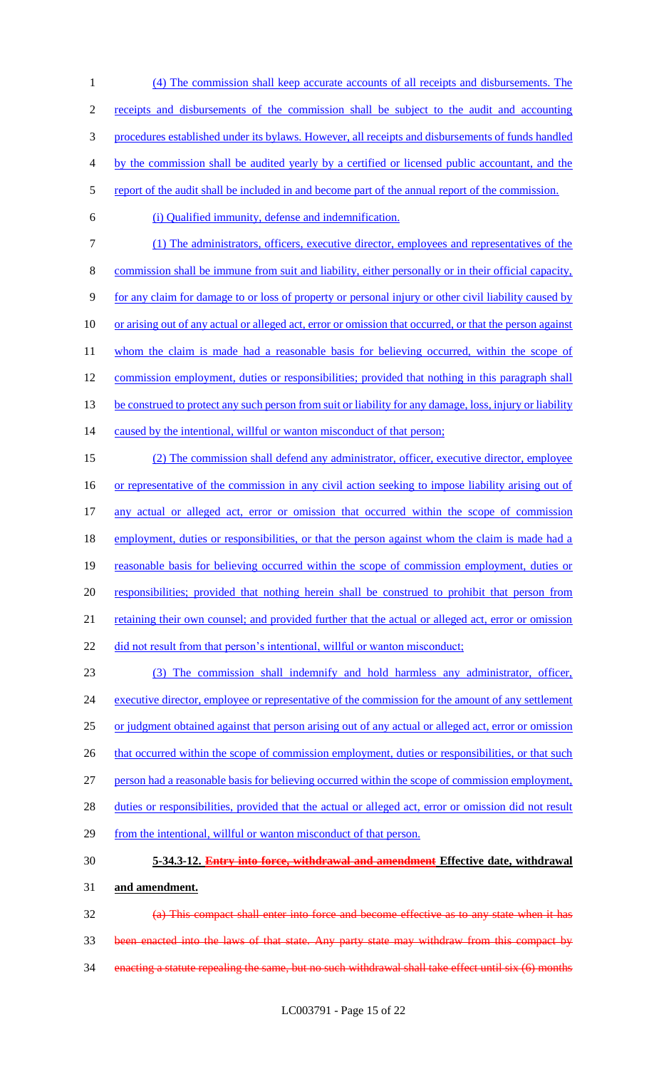(4) The commission shall keep accurate accounts of all receipts and disbursements. The receipts and disbursements of the commission shall be subject to the audit and accounting procedures established under its bylaws. However, all receipts and disbursements of funds handled by the commission shall be audited yearly by a certified or licensed public accountant, and the report of the audit shall be included in and become part of the annual report of the commission.

(i) Qualified immunity, defense and indemnification.

(1) The administrators, officers, executive director, employees and representatives of the commission shall be immune from suit and liability, either personally or in their official capacity, for any claim for damage to or loss of property or personal injury or other civil liability caused by or arising out of any actual or alleged act, error or omission that occurred, or that the person against whom the claim is made had a reasonable basis for believing occurred, within the scope of commission employment, duties or responsibilities; provided that nothing in this paragraph shall be construed to protect any such person from suit or liability for any damage, loss, injury or liability caused by the intentional, willful or wanton misconduct of that person;

(2) The commission shall defend any administrator, officer, executive director, employee or representative of the commission in any civil action seeking to impose liability arising out of any actual or alleged act, error or omission that occurred within the scope of commission employment, duties or responsibilities, or that the person against whom the claim is made had a reasonable basis for believing occurred within the scope of commission employment, duties or responsibilities; provided that nothing herein shall be construed to prohibit that person from retaining their own counsel; and provided further that the actual or alleged act, error or omission did not result from that person's intentional, willful or wanton misconduct;

(3) The commission shall indemnify and hold harmless any administrator, officer, executive director, employee or representative of the commission for the amount of any settlement or judgment obtained against that person arising out of any actual or alleged act, error or omission that occurred within the scope of commission employment, duties or responsibilities, or that such person had a reasonable basis for believing occurred within the scope of commission employment, duties or responsibilities, provided that the actual or alleged act, error or omission did not result from the intentional, willful or wanton misconduct of that person.

**5-34.3-12. ~~Entry into force, withdrawal and amendment~~ Effective date, withdrawal and amendment.**

~~(a) This compact shall enter into force and become effective as to any state when it has been enacted into the laws of that state. Any party state may withdraw from this compact by enacting a statute repealing the same, but no such withdrawal shall take effect until six (6) months~~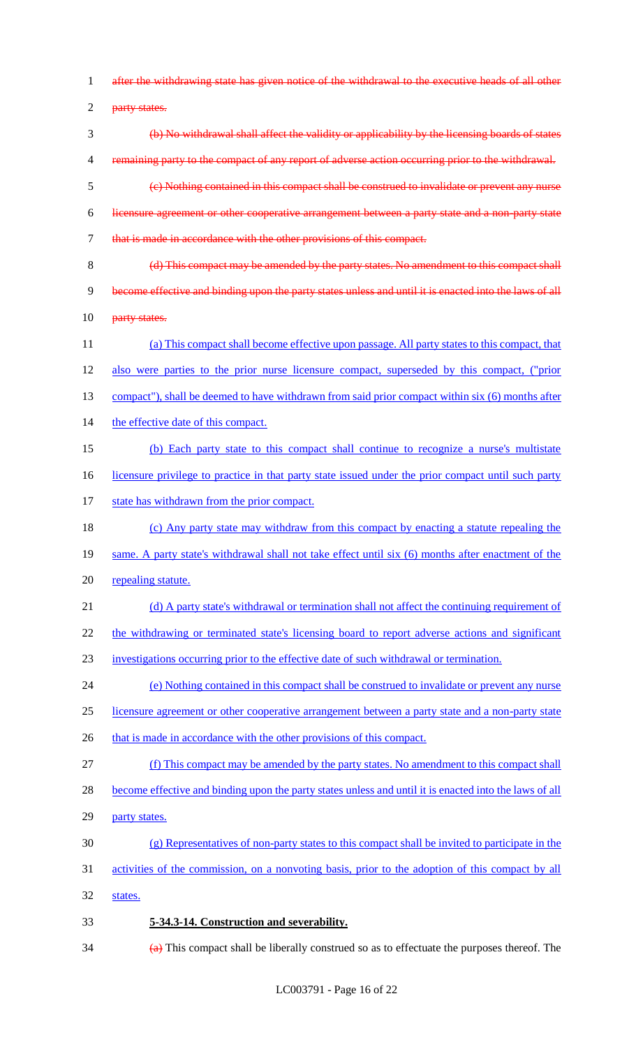~~after the withdrawing state has given notice of the withdrawal to the executive heads of all other party states.~~

~~(b) No withdrawal shall affect the validity or applicability by the licensing boards of states remaining party to the compact of any report of adverse action occurring prior to the withdrawal.~~

~~(c) Nothing contained in this compact shall be construed to invalidate or prevent any nurse licensure agreement or other cooperative arrangement between a party state and a non-party state that is made in accordance with the other provisions of this compact.~~

~~(d) This compact may be amended by the party states. No amendment to this compact shall become effective and binding upon the party states unless and until it is enacted into the laws of all party states.~~

<u>(a) This compact shall become effective upon passage. All party states to this compact, that also were parties to the prior nurse licensure compact, superseded by this compact, ("prior compact"), shall be deemed to have withdrawn from said prior compact within six (6) months after the effective date of this compact.</u>

<u>(b) Each party state to this compact shall continue to recognize a nurse's multistate licensure privilege to practice in that party state issued under the prior compact until such party state has withdrawn from the prior compact.</u>

<u>(c) Any party state may withdraw from this compact by enacting a statute repealing the same. A party state's withdrawal shall not take effect until six (6) months after enactment of the repealing statute.</u>

<u>(d) A party state's withdrawal or termination shall not affect the continuing requirement of the withdrawing or terminated state's licensing board to report adverse actions and significant investigations occurring prior to the effective date of such withdrawal or termination.</u>

<u>(e) Nothing contained in this compact shall be construed to invalidate or prevent any nurse licensure agreement or other cooperative arrangement between a party state and a non-party state that is made in accordance with the other provisions of this compact.</u>

<u>(f) This compact may be amended by the party states. No amendment to this compact shall become effective and binding upon the party states unless and until it is enacted into the laws of all party states.</u>

<u>(g) Representatives of non-party states to this compact shall be invited to participate in the activities of the commission, on a nonvoting basis, prior to the adoption of this compact by all states.</u>

**<u>5-34.3-14. Construction and severability.</u>**

~~(a)~~ This compact shall be liberally construed so as to effectuate the purposes thereof. The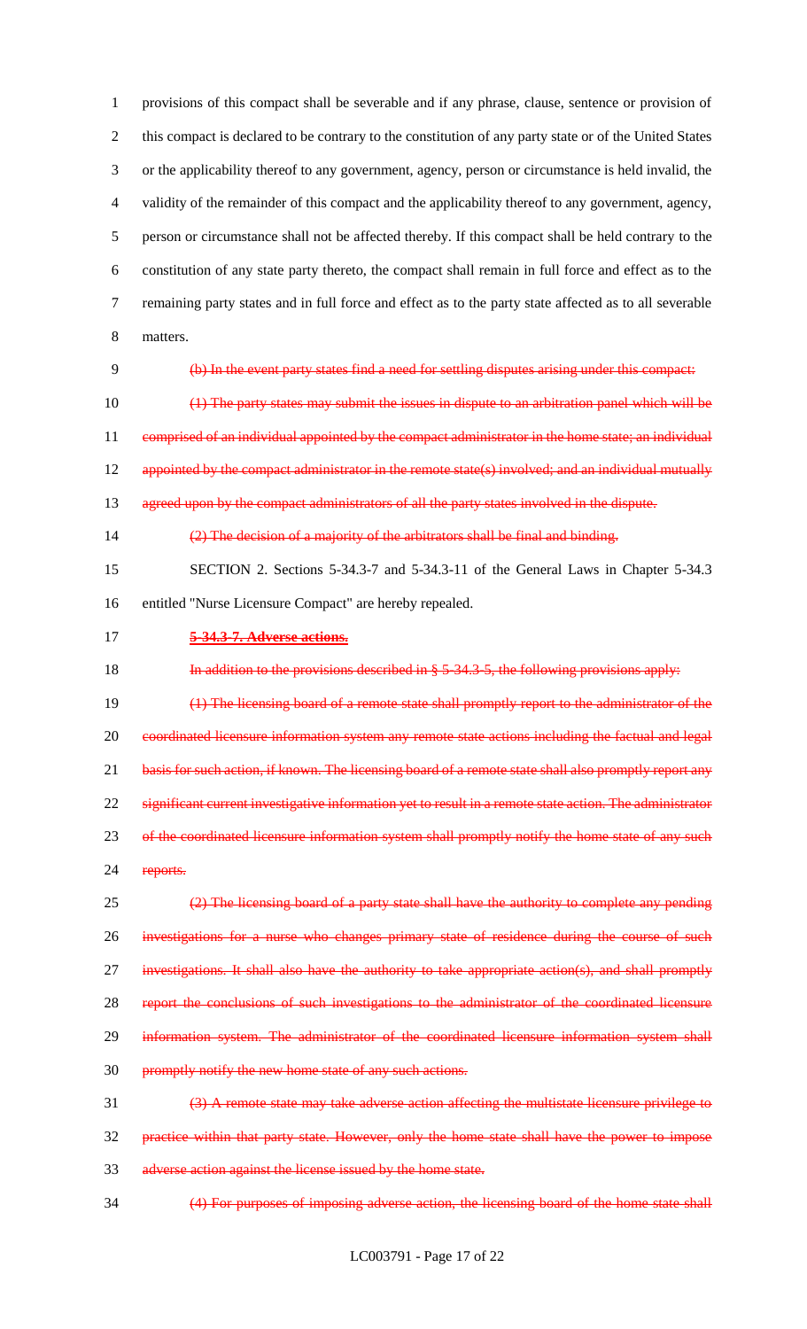provisions of this compact shall be severable and if any phrase, clause, sentence or provision of this compact is declared to be contrary to the constitution of any party state or of the United States or the applicability thereof to any government, agency, person or circumstance is held invalid, the validity of the remainder of this compact and the applicability thereof to any government, agency, person or circumstance shall not be affected thereby. If this compact shall be held contrary to the constitution of any state party thereto, the compact shall remain in full force and effect as to the remaining party states and in full force and effect as to the party state affected as to all severable matters.

~~(b) In the event party states find a need for settling disputes arising under this compact:~~

~~(1) The party states may submit the issues in dispute to an arbitration panel which will be comprised of an individual appointed by the compact administrator in the home state; an individual appointed by the compact administrator in the remote state(s) involved; and an individual mutually agreed upon by the compact administrators of all the party states involved in the dispute.~~

~~(2) The decision of a majority of the arbitrators shall be final and binding.~~

SECTION 2. Sections 5-34.3-7 and 5-34.3-11 of the General Laws in Chapter 5-34.3 entitled "Nurse Licensure Compact" are hereby repealed.

~~**5-34.3-7. Adverse actions.**~~

~~In addition to the provisions described in § 5-34.3-5, the following provisions apply:~~

~~(1) The licensing board of a remote state shall promptly report to the administrator of the coordinated licensure information system any remote state actions including the factual and legal basis for such action, if known. The licensing board of a remote state shall also promptly report any significant current investigative information yet to result in a remote state action. The administrator of the coordinated licensure information system shall promptly notify the home state of any such reports.~~

~~(2) The licensing board of a party state shall have the authority to complete any pending investigations for a nurse who changes primary state of residence during the course of such investigations. It shall also have the authority to take appropriate action(s), and shall promptly report the conclusions of such investigations to the administrator of the coordinated licensure information system. The administrator of the coordinated licensure information system shall promptly notify the new home state of any such actions.~~

~~(3) A remote state may take adverse action affecting the multistate licensure privilege to practice within that party state. However, only the home state shall have the power to impose adverse action against the license issued by the home state.~~

~~(4) For purposes of imposing adverse action, the licensing board of the home state shall~~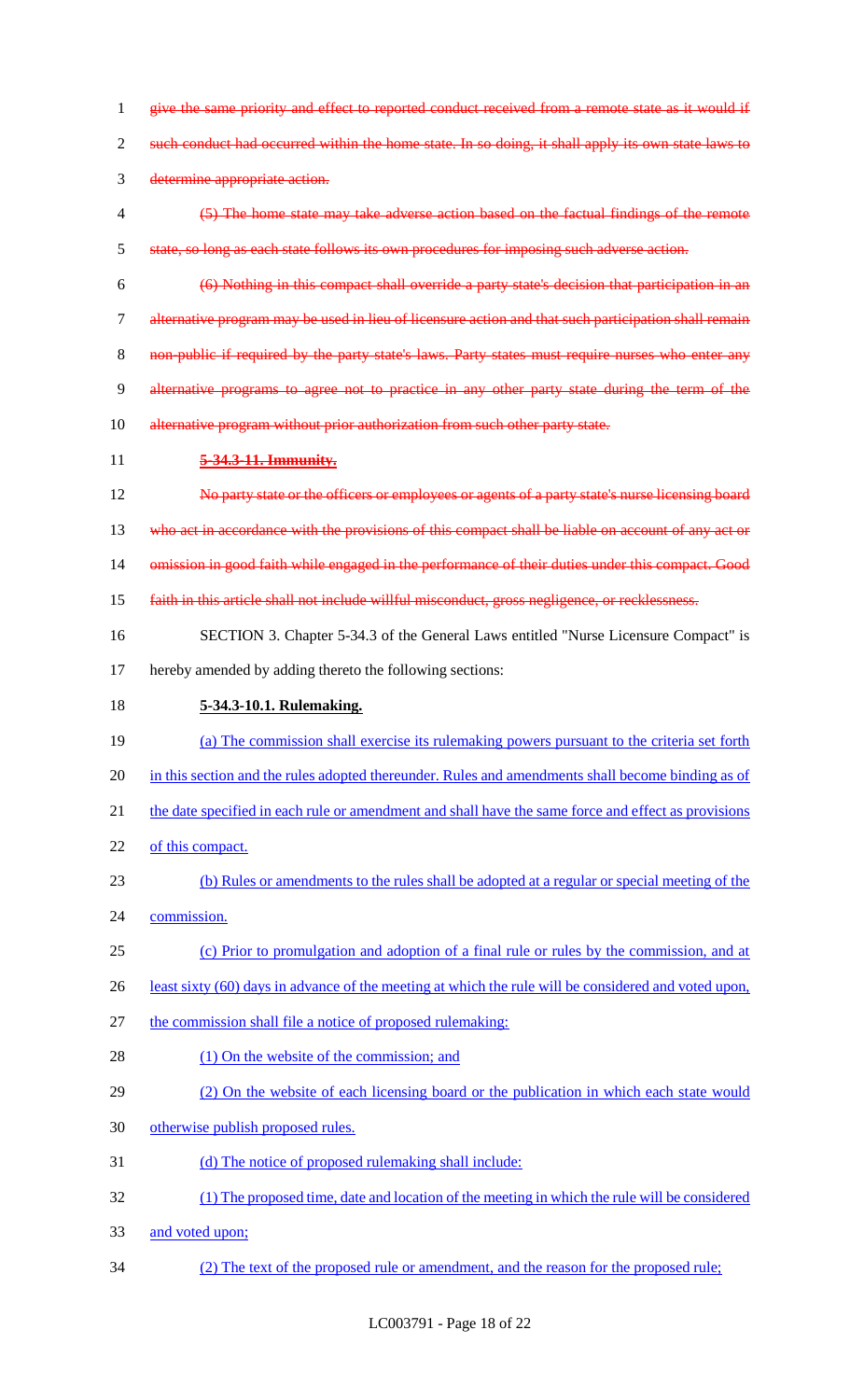~~give the same priority and effect to reported conduct received from a remote state as it would if such conduct had occurred within the home state. In so doing, it shall apply its own state laws to determine appropriate action.~~

~~(5) The home state may take adverse action based on the factual findings of the remote state, so long as each state follows its own procedures for imposing such adverse action.~~

~~(6) Nothing in this compact shall override a party state's decision that participation in an alternative program may be used in lieu of licensure action and that such participation shall remain non-public if required by the party state's laws. Party states must require nurses who enter any alternative programs to agree not to practice in any other party state during the term of the alternative program without prior authorization from such other party state.~~

~~**5-34.3-11. Immunity.**~~

~~No party state or the officers or employees or agents of a party state's nurse licensing board who act in accordance with the provisions of this compact shall be liable on account of any act or omission in good faith while engaged in the performance of their duties under this compact. Good faith in this article shall not include willful misconduct, gross negligence, or recklessness.~~

SECTION 3. Chapter 5-34.3 of the General Laws entitled "Nurse Licensure Compact" is hereby amended by adding thereto the following sections:

<u>**5-34.3-10.1. Rulemaking.**</u>

<u>(a) The commission shall exercise its rulemaking powers pursuant to the criteria set forth in this section and the rules adopted thereunder. Rules and amendments shall become binding as of the date specified in each rule or amendment and shall have the same force and effect as provisions of this compact.</u>

<u>(b) Rules or amendments to the rules shall be adopted at a regular or special meeting of the commission.</u>

<u>(c) Prior to promulgation and adoption of a final rule or rules by the commission, and at least sixty (60) days in advance of the meeting at which the rule will be considered and voted upon, the commission shall file a notice of proposed rulemaking:</u>

<u>(1) On the website of the commission; and</u>

<u>(2) On the website of each licensing board or the publication in which each state would otherwise publish proposed rules.</u>

<u>(d) The notice of proposed rulemaking shall include:</u>

<u>(1) The proposed time, date and location of the meeting in which the rule will be considered and voted upon;</u>

<u>(2) The text of the proposed rule or amendment, and the reason for the proposed rule;</u>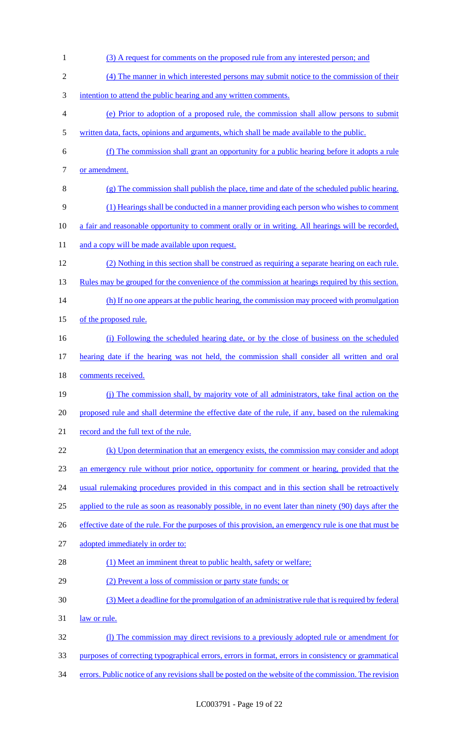(3) A request for comments on the proposed rule from any interested person; and

(4) The manner in which interested persons may submit notice to the commission of their intention to attend the public hearing and any written comments.

(e) Prior to adoption of a proposed rule, the commission shall allow persons to submit written data, facts, opinions and arguments, which shall be made available to the public.

(f) The commission shall grant an opportunity for a public hearing before it adopts a rule or amendment.

(g) The commission shall publish the place, time and date of the scheduled public hearing.

(1) Hearings shall be conducted in a manner providing each person who wishes to comment a fair and reasonable opportunity to comment orally or in writing. All hearings will be recorded, and a copy will be made available upon request.

(2) Nothing in this section shall be construed as requiring a separate hearing on each rule. Rules may be grouped for the convenience of the commission at hearings required by this section.

(h) If no one appears at the public hearing, the commission may proceed with promulgation of the proposed rule.

(i) Following the scheduled hearing date, or by the close of business on the scheduled hearing date if the hearing was not held, the commission shall consider all written and oral comments received.

(j) The commission shall, by majority vote of all administrators, take final action on the proposed rule and shall determine the effective date of the rule, if any, based on the rulemaking record and the full text of the rule.

(k) Upon determination that an emergency exists, the commission may consider and adopt an emergency rule without prior notice, opportunity for comment or hearing, provided that the usual rulemaking procedures provided in this compact and in this section shall be retroactively applied to the rule as soon as reasonably possible, in no event later than ninety (90) days after the effective date of the rule. For the purposes of this provision, an emergency rule is one that must be adopted immediately in order to:

(1) Meet an imminent threat to public health, safety or welfare;

(2) Prevent a loss of commission or party state funds; or

(3) Meet a deadline for the promulgation of an administrative rule that is required by federal law or rule.

(l) The commission may direct revisions to a previously adopted rule or amendment for purposes of correcting typographical errors, errors in format, errors in consistency or grammatical errors. Public notice of any revisions shall be posted on the website of the commission. The revision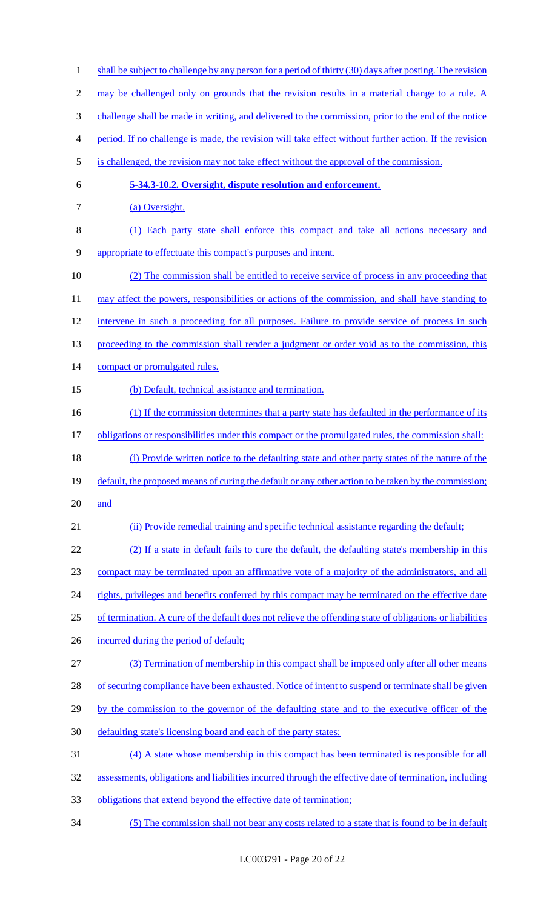shall be subject to challenge by any person for a period of thirty (30) days after posting. The revision may be challenged only on grounds that the revision results in a material change to a rule. A challenge shall be made in writing, and delivered to the commission, prior to the end of the notice period. If no challenge is made, the revision will take effect without further action. If the revision is challenged, the revision may not take effect without the approval of the commission.

**5-34.3-10.2. Oversight, dispute resolution and enforcement.**

(a) Oversight.

(1) Each party state shall enforce this compact and take all actions necessary and appropriate to effectuate this compact's purposes and intent.

(2) The commission shall be entitled to receive service of process in any proceeding that may affect the powers, responsibilities or actions of the commission, and shall have standing to intervene in such a proceeding for all purposes. Failure to provide service of process in such proceeding to the commission shall render a judgment or order void as to the commission, this compact or promulgated rules.

(b) Default, technical assistance and termination.

(1) If the commission determines that a party state has defaulted in the performance of its obligations or responsibilities under this compact or the promulgated rules, the commission shall:

(i) Provide written notice to the defaulting state and other party states of the nature of the default, the proposed means of curing the default or any other action to be taken by the commission; and

(ii) Provide remedial training and specific technical assistance regarding the default;

(2) If a state in default fails to cure the default, the defaulting state's membership in this compact may be terminated upon an affirmative vote of a majority of the administrators, and all rights, privileges and benefits conferred by this compact may be terminated on the effective date of termination. A cure of the default does not relieve the offending state of obligations or liabilities incurred during the period of default;

(3) Termination of membership in this compact shall be imposed only after all other means of securing compliance have been exhausted. Notice of intent to suspend or terminate shall be given by the commission to the governor of the defaulting state and to the executive officer of the defaulting state's licensing board and each of the party states;

(4) A state whose membership in this compact has been terminated is responsible for all assessments, obligations and liabilities incurred through the effective date of termination, including obligations that extend beyond the effective date of termination;

(5) The commission shall not bear any costs related to a state that is found to be in default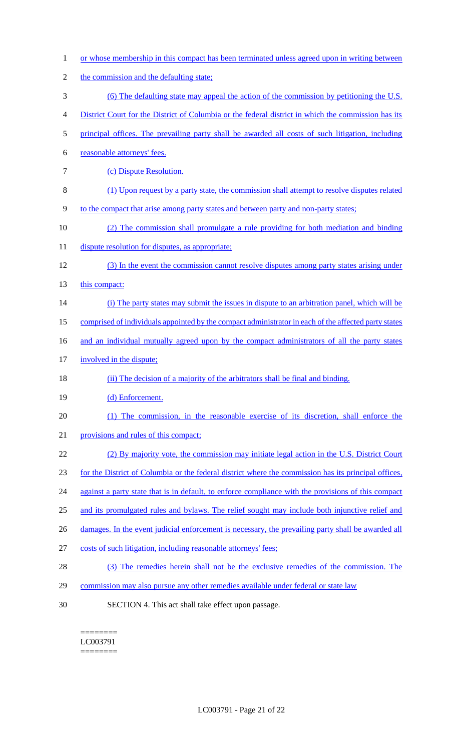or whose membership in this compact has been terminated unless agreed upon in writing between the commission and the defaulting state;

(6) The defaulting state may appeal the action of the commission by petitioning the U.S. District Court for the District of Columbia or the federal district in which the commission has its principal offices. The prevailing party shall be awarded all costs of such litigation, including reasonable attorneys' fees.

(c) Dispute Resolution.

(1) Upon request by a party state, the commission shall attempt to resolve disputes related to the compact that arise among party states and between party and non-party states;

(2) The commission shall promulgate a rule providing for both mediation and binding dispute resolution for disputes, as appropriate;

(3) In the event the commission cannot resolve disputes among party states arising under this compact:

(i) The party states may submit the issues in dispute to an arbitration panel, which will be comprised of individuals appointed by the compact administrator in each of the affected party states and an individual mutually agreed upon by the compact administrators of all the party states involved in the dispute;

(ii) The decision of a majority of the arbitrators shall be final and binding.

(d) Enforcement.

(1) The commission, in the reasonable exercise of its discretion, shall enforce the provisions and rules of this compact;

(2) By majority vote, the commission may initiate legal action in the U.S. District Court for the District of Columbia or the federal district where the commission has its principal offices, against a party state that is in default, to enforce compliance with the provisions of this compact and its promulgated rules and bylaws. The relief sought may include both injunctive relief and damages. In the event judicial enforcement is necessary, the prevailing party shall be awarded all costs of such litigation, including reasonable attorneys' fees;

(3) The remedies herein shall not be the exclusive remedies of the commission. The commission may also pursue any other remedies available under federal or state law

SECTION 4. This act shall take effect upon passage.

========
LC003791
========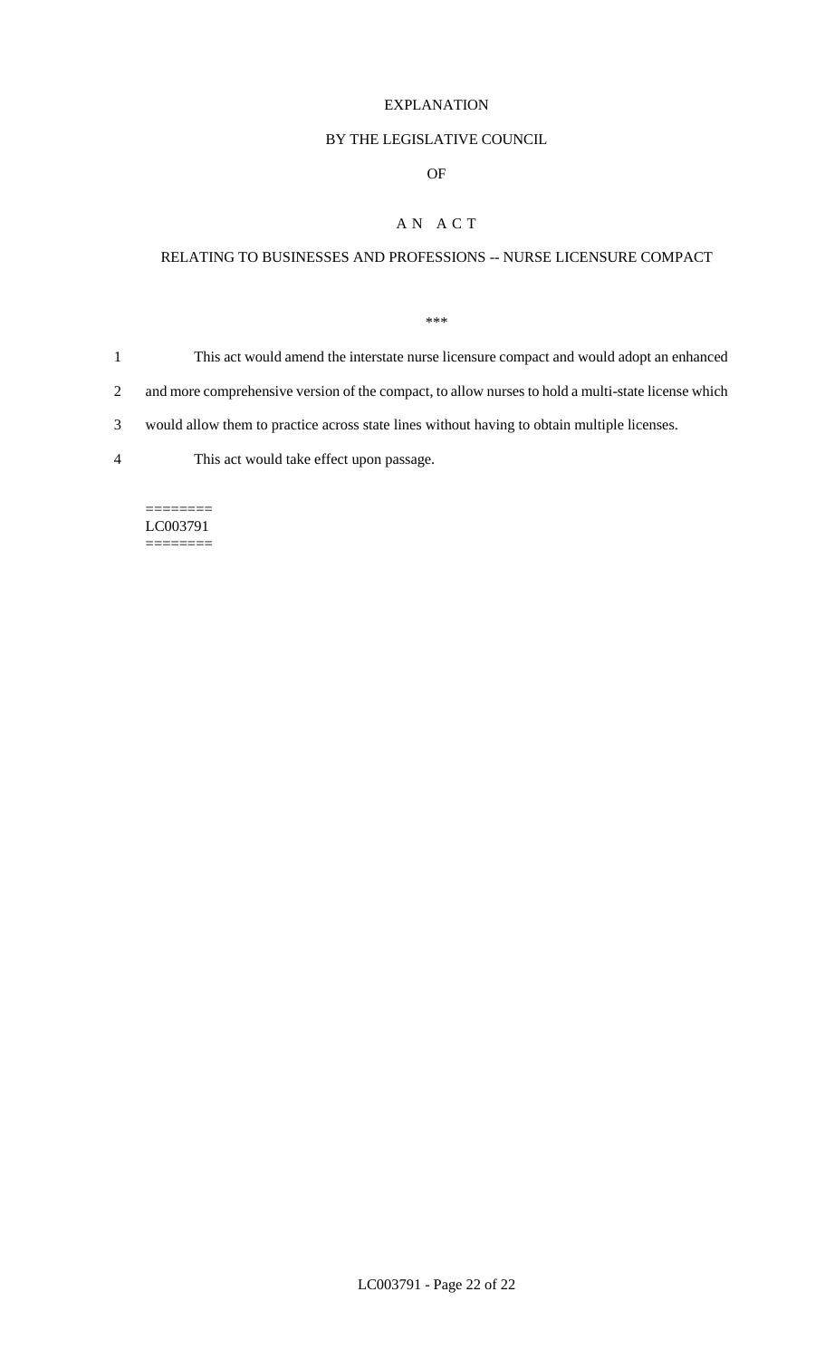EXPLANATION

BY THE LEGISLATIVE COUNCIL

OF

A N A C T

RELATING TO BUSINESSES AND PROFESSIONS -- NURSE LICENSURE COMPACT

\*\*\*

1 This act would amend the interstate nurse licensure compact and would adopt an enhanced
2 and more comprehensive version of the compact, to allow nurses to hold a multi-state license which
3 would allow them to practice across state lines without having to obtain multiple licenses.
4 This act would take effect upon passage.

========
LC003791
========